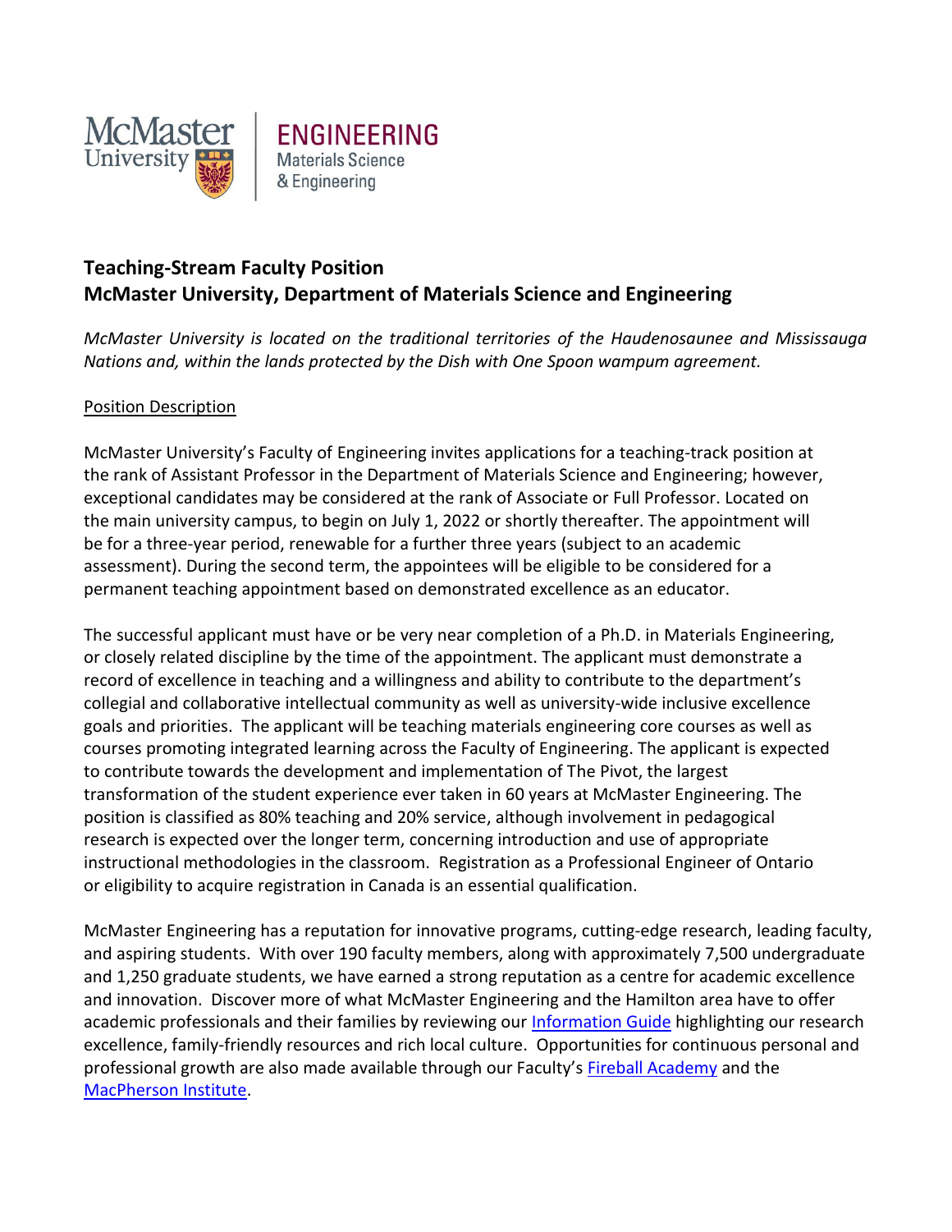McMaster University | ENGINEERING Materials Science & Engineering

## Teaching-Stream Faculty Position
## McMaster University, Department of Materials Science and Engineering

*McMaster University is located on the traditional territories of the Haudenosaunee and Mississauga Nations and, within the lands protected by the Dish with One Spoon wampum agreement.*

### Position Description

McMaster University's Faculty of Engineering invites applications for a teaching-track position at the rank of Assistant Professor in the Department of Materials Science and Engineering; however, exceptional candidates may be considered at the rank of Associate or Full Professor. Located on the main university campus, to begin on July 1, 2022 or shortly thereafter. The appointment will be for a three-year period, renewable for a further three years (subject to an academic assessment). During the second term, the appointees will be eligible to be considered for a permanent teaching appointment based on demonstrated excellence as an educator.

The successful applicant must have or be very near completion of a Ph.D. in Materials Engineering, or closely related discipline by the time of the appointment. The applicant must demonstrate a record of excellence in teaching and a willingness and ability to contribute to the department's collegial and collaborative intellectual community as well as university-wide inclusive excellence goals and priorities. The applicant will be teaching materials engineering core courses as well as courses promoting integrated learning across the Faculty of Engineering. The applicant is expected to contribute towards the development and implementation of The Pivot, the largest transformation of the student experience ever taken in 60 years at McMaster Engineering. The position is classified as 80% teaching and 20% service, although involvement in pedagogical research is expected over the longer term, concerning introduction and use of appropriate instructional methodologies in the classroom. Registration as a Professional Engineer of Ontario or eligibility to acquire registration in Canada is an essential qualification.

McMaster Engineering has a reputation for innovative programs, cutting-edge research, leading faculty, and aspiring students. With over 190 faculty members, along with approximately 7,500 undergraduate and 1,250 graduate students, we have earned a strong reputation as a centre for academic excellence and innovation. Discover more of what McMaster Engineering and the Hamilton area have to offer academic professionals and their families by reviewing our Information Guide highlighting our research excellence, family-friendly resources and rich local culture. Opportunities for continuous personal and professional growth are also made available through our Faculty's Fireball Academy and the MacPherson Institute.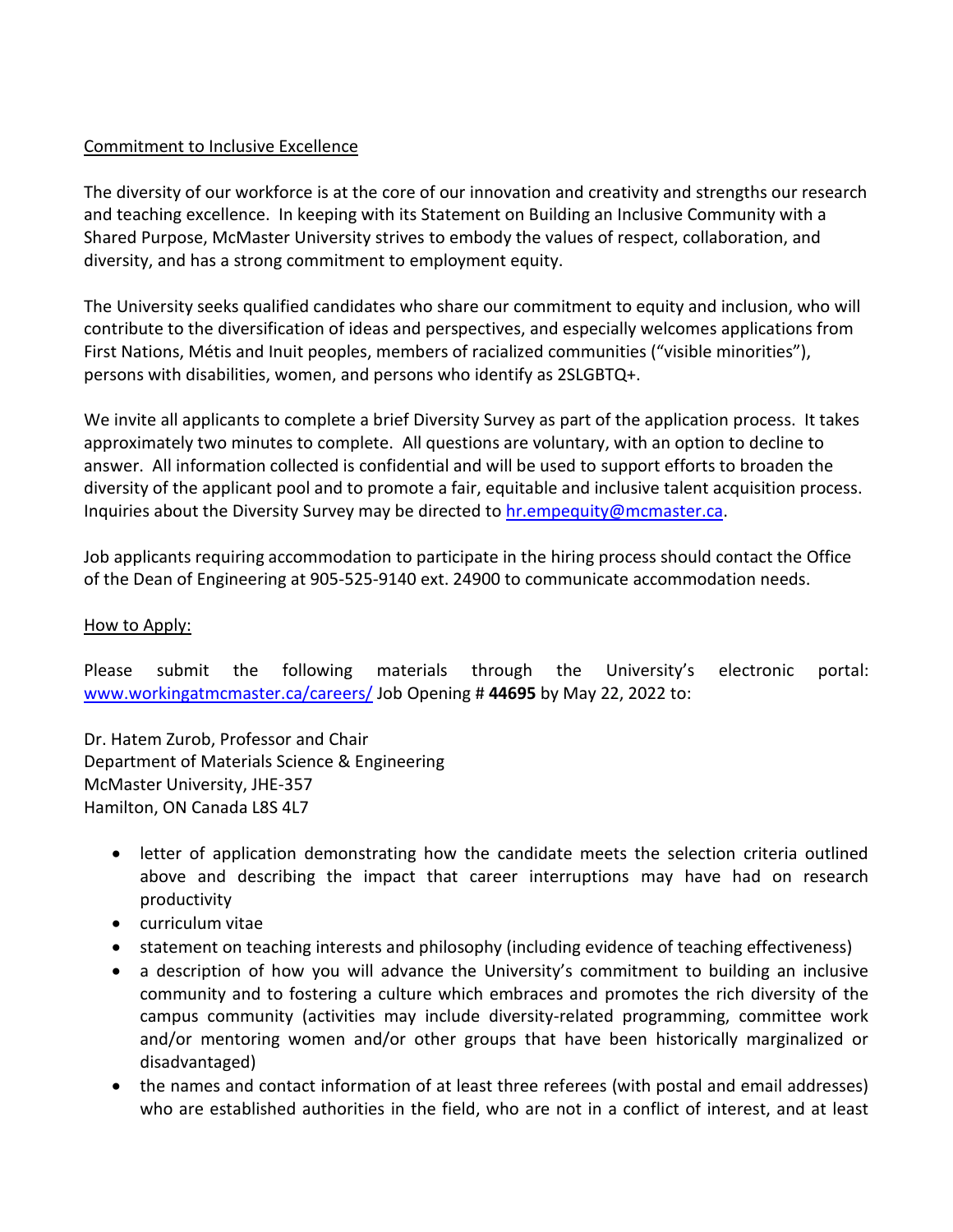Commitment to Inclusive Excellence

The diversity of our workforce is at the core of our innovation and creativity and strengths our research and teaching excellence. In keeping with its Statement on Building an Inclusive Community with a Shared Purpose, McMaster University strives to embody the values of respect, collaboration, and diversity, and has a strong commitment to employment equity.

The University seeks qualified candidates who share our commitment to equity and inclusion, who will contribute to the diversification of ideas and perspectives, and especially welcomes applications from First Nations, Métis and Inuit peoples, members of racialized communities ("visible minorities"), persons with disabilities, women, and persons who identify as 2SLGBTQ+.

We invite all applicants to complete a brief Diversity Survey as part of the application process. It takes approximately two minutes to complete. All questions are voluntary, with an option to decline to answer. All information collected is confidential and will be used to support efforts to broaden the diversity of the applicant pool and to promote a fair, equitable and inclusive talent acquisition process. Inquiries about the Diversity Survey may be directed to [hr.empequity@mcmaster.ca](mailto:hr.empequity@mcmaster.ca).

Job applicants requiring accommodation to participate in the hiring process should contact the Office of the Dean of Engineering at 905-525-9140 ext. 24900 to communicate accommodation needs.

How to Apply:

Please submit the following materials through the University's electronic portal: [www.workingatmcmaster.ca/careers/](http://www.workingatmcmaster.ca/careers/) Job Opening # **44695** by May 22, 2022 to:

Dr. Hatem Zurob, Professor and Chair
Department of Materials Science & Engineering
McMaster University, JHE-357
Hamilton, ON Canada L8S 4L7

- letter of application demonstrating how the candidate meets the selection criteria outlined above and describing the impact that career interruptions may have had on research productivity
- curriculum vitae
- statement on teaching interests and philosophy (including evidence of teaching effectiveness)
- a description of how you will advance the University's commitment to building an inclusive community and to fostering a culture which embraces and promotes the rich diversity of the campus community (activities may include diversity-related programming, committee work and/or mentoring women and/or other groups that have been historically marginalized or disadvantaged)
- the names and contact information of at least three referees (with postal and email addresses) who are established authorities in the field, who are not in a conflict of interest, and at least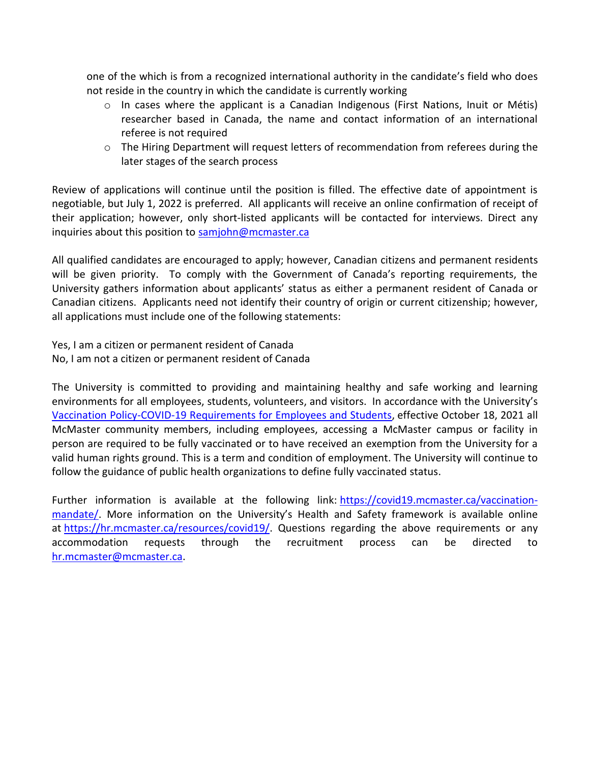one of the which is from a recognized international authority in the candidate's field who does not reside in the country in which the candidate is currently working

- In cases where the applicant is a Canadian Indigenous (First Nations, Inuit or Métis) researcher based in Canada, the name and contact information of an international referee is not required
- The Hiring Department will request letters of recommendation from referees during the later stages of the search process

Review of applications will continue until the position is filled. The effective date of appointment is negotiable, but July 1, 2022 is preferred. All applicants will receive an online confirmation of receipt of their application; however, only short-listed applicants will be contacted for interviews. Direct any inquiries about this position to [samjohn@mcmaster.ca](mailto:samjohn@mcmaster.ca)

All qualified candidates are encouraged to apply; however, Canadian citizens and permanent residents will be given priority. To comply with the Government of Canada's reporting requirements, the University gathers information about applicants' status as either a permanent resident of Canada or Canadian citizens. Applicants need not identify their country of origin or current citizenship; however, all applications must include one of the following statements:

Yes, I am a citizen or permanent resident of Canada
No, I am not a citizen or permanent resident of Canada

The University is committed to providing and maintaining healthy and safe working and learning environments for all employees, students, volunteers, and visitors. In accordance with the University's Vaccination Policy-COVID-19 Requirements for Employees and Students, effective October 18, 2021 all McMaster community members, including employees, accessing a McMaster campus or facility in person are required to be fully vaccinated or to have received an exemption from the University for a valid human rights ground. This is a term and condition of employment. The University will continue to follow the guidance of public health organizations to define fully vaccinated status.

Further information is available at the following link: [https://covid19.mcmaster.ca/vaccination-mandate/](https://covid19.mcmaster.ca/vaccination-mandate/). More information on the University's Health and Safety framework is available online at [https://hr.mcmaster.ca/resources/covid19/](https://hr.mcmaster.ca/resources/covid19/). Questions regarding the above requirements or any accommodation requests through the recruitment process can be directed to [hr.mcmaster@mcmaster.ca](mailto:hr.mcmaster@mcmaster.ca).